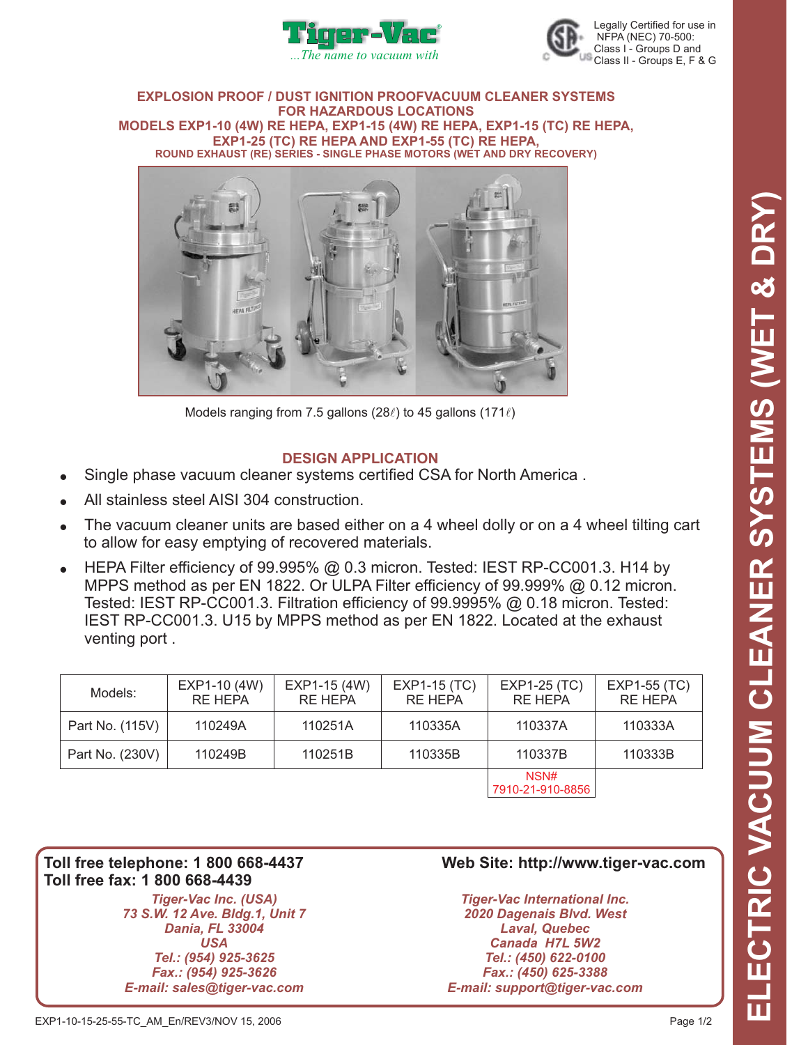Tiger-Vac

*...The name to vacuum with*

Legally Certified for use in NFPA (NEC) 70-500: Class I - Groups D and Class II - Groups E, F & G

## EXPLOSION PROOF / DUST IGNITION PROOFVACUUM CLEANER SYSTEMS FOR HAZARDOUS LOCATIONS

## MODELS EXP1-10 (4W) RE HEPA, EXP1-15 (4W) RE HEPA, EXP1-15 (TC) RE HEPA, EXP1-25 (TC) RE HEPA AND EXP1-55 (TC) RE HEPA,

### ROUND EXHAUST (RE) SERIES - SINGLE PHASE MOTORS (WET AND DRY RECOVERY)

Models ranging from 7.5 gallons (28ℓ) to 45 gallons (171ℓ)

## DESIGN APPLICATION

- Single phase vacuum cleaner systems certified CSA for North America .
- All stainless steel AISI 304 construction.
- The vacuum cleaner units are based either on a 4 wheel dolly or on a 4 wheel tilting cart to allow for easy emptying of recovered materials.
- HEPA Filter efficiency of 99.995% @ 0.3 micron. Tested: IEST RP-CC001.3. H14 by MPPS method as per EN 1822. Or ULPA Filter efficiency of 99.999% @ 0.12 micron. Tested: IEST RP-CC001.3. Filtration efficiency of 99.9995% @ 0.18 micron. Tested: IEST RP-CC001.3. U15 by MPPS method as per EN 1822. Located at the exhaust venting port .

| Models: | EXP1-10 (4W) RE HEPA | EXP1-15 (4W) RE HEPA | EXP1-15 (TC) RE HEPA | EXP1-25 (TC) RE HEPA | EXP1-55 (TC) RE HEPA |
|---|---|---|---|---|---|
| Part No. (115V) | 110249A | 110251A | 110335A | 110337A | 110333A |
| Part No. (230V) | 110249B | 110251B | 110335B | 110337B | 110333B |
| | | | | NSN# 7910-21-910-8856 | |

**Toll free telephone: 1 800 668-4437**
**Toll free fax: 1 800 668-4439**

*Tiger-Vac Inc. (USA)*
*73 S.W. 12 Ave. Bldg.1, Unit 7*
*Dania, FL 33004*
*USA*
*Tel.: (954) 925-3625*
*Fax.: (954) 925-3626*
*E-mail: sales@tiger-vac.com*

**Web Site: http://www.tiger-vac.com**

*Tiger-Vac International Inc.*
*2020 Dagenais Blvd. West*
*Laval, Quebec*
*Canada H7L 5W2*
*Tel.: (450) 622-0100*
*Fax.: (450) 625-3388*
*E-mail: support@tiger-vac.com*

EXP1-10-15-25-55-TC_AM_En/REV3/NOV 15, 2006

ELECTRIC VACUUM CLEANER SYSTEMS (WET & DRY)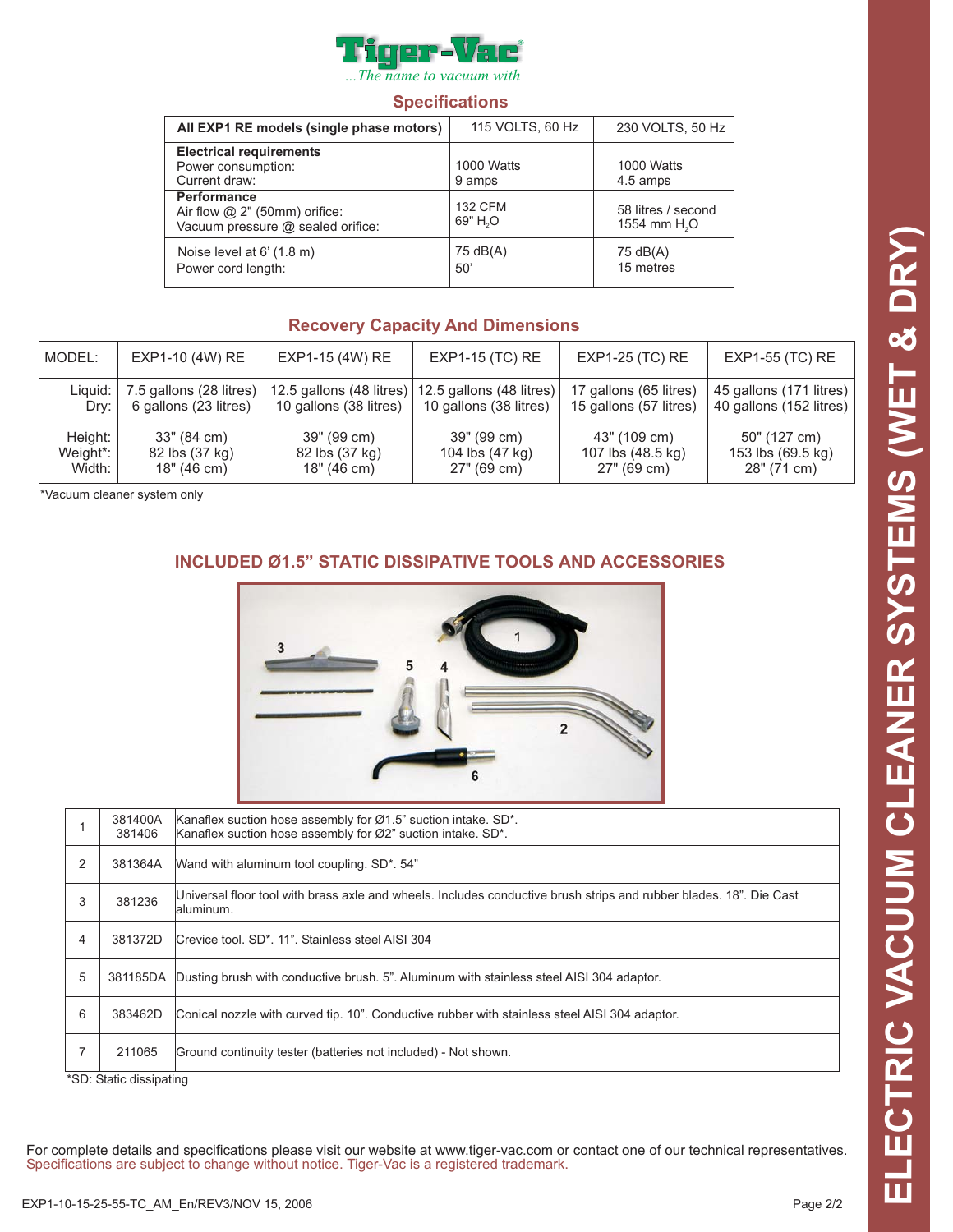Tiger-Vac®

*...The name to vacuum with*

## Specifications

| All EXP1 RE models (single phase motors) | 115 VOLTS, 60 Hz | 230 VOLTS, 50 Hz |
|---|---|---|
| **Electrical requirements**<br>Power consumption:<br>Current draw: | 1000 Watts<br>9 amps | 1000 Watts<br>4.5 amps |
| **Performance**<br>Air flow @ 2" (50mm) orifice:<br>Vacuum pressure @ sealed orifice: | 132 CFM<br>69" $H_2O$ | 58 litres / second<br>1554 mm $H_2O$ |
| Noise level at 6' (1.8 m)<br>Power cord length: | 75 dB(A)<br>50' | 75 dB(A)<br>15 metres |

## Recovery Capacity And Dimensions

| MODEL: | EXP1-10 (4W) RE | EXP1-15 (4W) RE | EXP1-15 (TC) RE | EXP1-25 (TC) RE | EXP1-55 (TC) RE |
|---|---|---|---|---|---|
| Liquid:<br>Dry: | 7.5 gallons (28 litres)<br>6 gallons (23 litres) | 12.5 gallons (48 litres)<br>10 gallons (38 litres) | 12.5 gallons (48 litres)<br>10 gallons (38 litres) | 17 gallons (65 litres)<br>15 gallons (57 litres) | 45 gallons (171 litres)<br>40 gallons (152 litres) |
| Height:<br>Weight*:<br>Width: | 33" (84 cm)<br>82 lbs (37 kg)<br>18" (46 cm) | 39" (99 cm)<br>82 lbs (37 kg)<br>18" (46 cm) | 39" (99 cm)<br>104 lbs (47 kg)<br>27" (69 cm) | 43" (109 cm)<br>107 lbs (48.5 kg)<br>27" (69 cm) | 50" (127 cm)<br>153 lbs (69.5 kg)<br>28" (71 cm) |

*Vacuum cleaner system only

## INCLUDED Ø1.5" STATIC DISSIPATIVE TOOLS AND ACCESSORIES

| | | |
|---|---|---|
| 1 | 381400A<br>381406 | Kanaflex suction hose assembly for Ø1.5" suction intake. SD*.<br>Kanaflex suction hose assembly for Ø2" suction intake. SD*. |
| 2 | 381364A | Wand with aluminum tool coupling. SD*. 54" |
| 3 | 381236 | Universal floor tool with brass axle and wheels. Includes conductive brush strips and rubber blades. 18". Die Cast aluminum. |
| 4 | 381372D | Crevice tool. SD*. 11". Stainless steel AISI 304 |
| 5 | 381185DA | Dusting brush with conductive brush. 5". Aluminum with stainless steel AISI 304 adaptor. |
| 6 | 383462D | Conical nozzle with curved tip. 10". Conductive rubber with stainless steel AISI 304 adaptor. |
| 7 | 211065 | Ground continuity tester (batteries not included) - Not shown. |

*SD: Static dissipating

For complete details and specifications please visit our website at www.tiger-vac.com or contact one of our technical representatives.
Specifications are subject to change without notice. Tiger-Vac is a registered trademark.

EXP1-10-15-25-55-TC_AM_En/REV3/NOV 15, 2006

ELECTRIC VACUUM CLEANER SYSTEMS (WET & DRY)